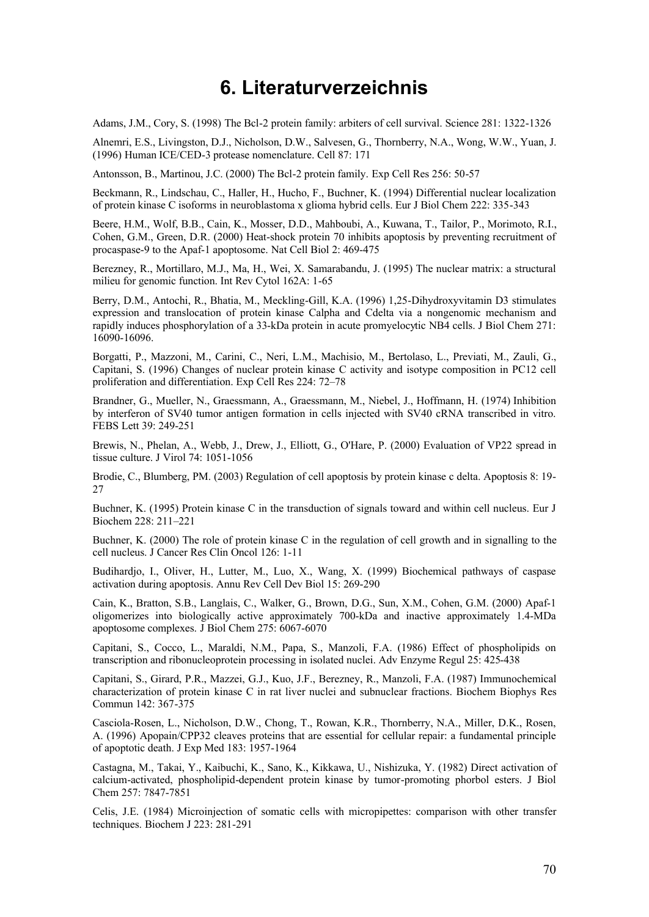# 6. Literaturverzeichnis

Adams, J.M., Cory, S. (1998) The Bcl-2 protein family: arbiters of cell survival. Science 281: 1322-1326

Alnemri, E.S., Livingston, D.J., Nicholson, D.W., Salvesen, G., Thornberry, N.A., Wong, W.W., Yuan, J. (1996) Human ICE/CED-3 protease nomenclature. Cell 87: 171

Antonsson, B., Martinou, J.C. (2000) The Bcl-2 protein family. Exp Cell Res 256: 50-57

Beckmann, R., Lindschau, C., Haller, H., Hucho, F., Buchner, K. (1994) Differential nuclear localization of protein kinase C isoforms in neuroblastoma x glioma hybrid cells. Eur J Biol Chem 222: 335-343

Beere, H.M., Wolf, B.B., Cain, K., Mosser, D.D., Mahboubi, A., Kuwana, T., Tailor, P., Morimoto, R.I., Cohen, G.M., Green, D.R. (2000) Heat-shock protein 70 inhibits apoptosis by preventing recruitment of procaspase-9 to the Apaf-1 apoptosome. Nat Cell Biol 2: 469-475

Berezney, R., Mortillaro, M.J., Ma, H., Wei, X. Samarabandu, J. (1995) The nuclear matrix: a structural milieu for genomic function. Int Rev Cytol 162A: 1-65

Berry, D.M., Antochi, R., Bhatia, M., Meckling-Gill, K.A. (1996) 1,25-Dihydroxyvitamin D3 stimulates expression and translocation of protein kinase Calpha and Cdelta via a nongenomic mechanism and rapidly induces phosphorylation of a 33-kDa protein in acute promyelocytic NB4 cells. J Biol Chem 271: 16090-16096.

Borgatti, P., Mazzoni, M., Carini, C., Neri, L.M., Machisio, M., Bertolaso, L., Previati, M., Zauli, G., Capitani, S. (1996) Changes of nuclear protein kinase C activity and isotype composition in PC12 cell proliferation and differentiation. Exp Cell Res 224: 72–78

Brandner, G., Mueller, N., Graessmann, A., Graessmann, M., Niebel, J., Hoffmann, H. (1974) Inhibition by interferon of SV40 tumor antigen formation in cells injected with SV40 cRNA transcribed in vitro. FEBS Lett 39: 249-251

Brewis, N., Phelan, A., Webb, J., Drew, J., Elliott, G., O'Hare, P. (2000) Evaluation of VP22 spread in tissue culture. J Virol 74: 1051-1056

Brodie, C., Blumberg, PM. (2003) Regulation of cell apoptosis by protein kinase c delta. Apoptosis 8: 19-27

Buchner, K. (1995) Protein kinase C in the transduction of signals toward and within cell nucleus. Eur J Biochem 228: 211–221

Buchner, K. (2000) The role of protein kinase C in the regulation of cell growth and in signalling to the cell nucleus. J Cancer Res Clin Oncol 126: 1-11

Budihardjo, I., Oliver, H., Lutter, M., Luo, X., Wang, X. (1999) Biochemical pathways of caspase activation during apoptosis. Annu Rev Cell Dev Biol 15: 269-290

Cain, K., Bratton, S.B., Langlais, C., Walker, G., Brown, D.G., Sun, X.M., Cohen, G.M. (2000) Apaf-1 oligomerizes into biologically active approximately 700-kDa and inactive approximately 1.4-MDa apoptosome complexes. J Biol Chem 275: 6067-6070

Capitani, S., Cocco, L., Maraldi, N.M., Papa, S., Manzoli, F.A. (1986) Effect of phospholipids on transcription and ribonucleoprotein processing in isolated nuclei. Adv Enzyme Regul 25: 425-438

Capitani, S., Girard, P.R., Mazzei, G.J., Kuo, J.F., Berezney, R., Manzoli, F.A. (1987) Immunochemical characterization of protein kinase C in rat liver nuclei and subnuclear fractions. Biochem Biophys Res Commun 142: 367-375

Casciola-Rosen, L., Nicholson, D.W., Chong, T., Rowan, K.R., Thornberry, N.A., Miller, D.K., Rosen, A. (1996) Apopain/CPP32 cleaves proteins that are essential for cellular repair: a fundamental principle of apoptotic death. J Exp Med 183: 1957-1964

Castagna, M., Takai, Y., Kaibuchi, K., Sano, K., Kikkawa, U., Nishizuka, Y. (1982) Direct activation of calcium-activated, phospholipid-dependent protein kinase by tumor-promoting phorbol esters. J Biol Chem 257: 7847-7851

Celis, J.E. (1984) Microinjection of somatic cells with micropipettes: comparison with other transfer techniques. Biochem J 223: 281-291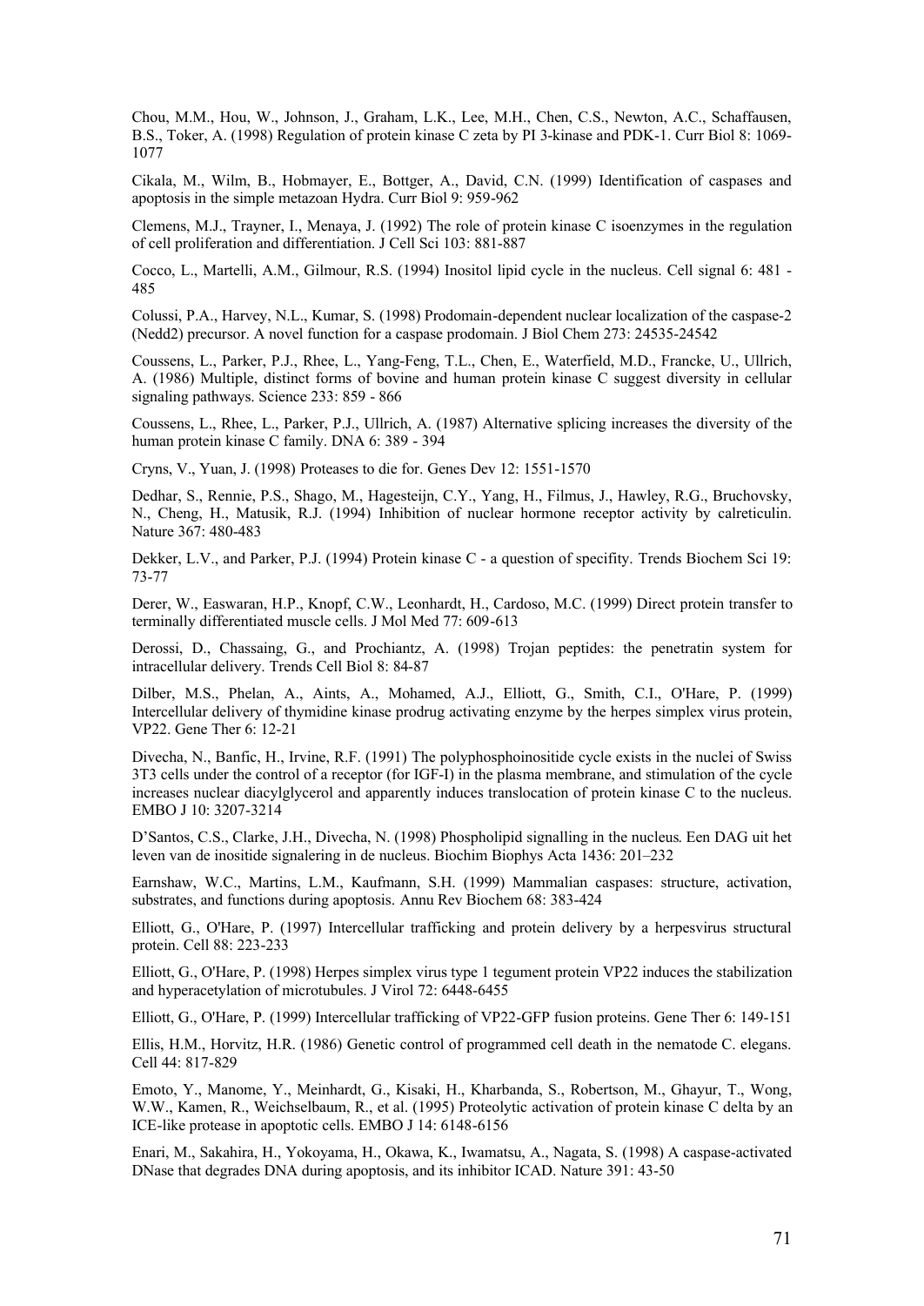Chou, M.M., Hou, W., Johnson, J., Graham, L.K., Lee, M.H., Chen, C.S., Newton, A.C., Schaffausen, B.S., Toker, A. (1998) Regulation of protein kinase C zeta by PI 3-kinase and PDK-1. Curr Biol 8: 1069-1077

Cikala, M., Wilm, B., Hobmayer, E., Bottger, A., David, C.N. (1999) Identification of caspases and apoptosis in the simple metazoan Hydra. Curr Biol 9: 959-962

Clemens, M.J., Trayner, I., Menaya, J. (1992) The role of protein kinase C isoenzymes in the regulation of cell proliferation and differentiation. J Cell Sci 103: 881-887

Cocco, L., Martelli, A.M., Gilmour, R.S. (1994) Inositol lipid cycle in the nucleus. Cell signal 6: 481 - 485

Colussi, P.A., Harvey, N.L., Kumar, S. (1998) Prodomain-dependent nuclear localization of the caspase-2 (Nedd2) precursor. A novel function for a caspase prodomain. J Biol Chem 273: 24535-24542

Coussens, L., Parker, P.J., Rhee, L., Yang-Feng, T.L., Chen, E., Waterfield, M.D., Francke, U., Ullrich, A. (1986) Multiple, distinct forms of bovine and human protein kinase C suggest diversity in cellular signaling pathways. Science 233: 859 - 866

Coussens, L., Rhee, L., Parker, P.J., Ullrich, A. (1987) Alternative splicing increases the diversity of the human protein kinase C family. DNA 6: 389 - 394

Cryns, V., Yuan, J. (1998) Proteases to die for. Genes Dev 12: 1551-1570

Dedhar, S., Rennie, P.S., Shago, M., Hagesteijn, C.Y., Yang, H., Filmus, J., Hawley, R.G., Bruchovsky, N., Cheng, H., Matusik, R.J. (1994) Inhibition of nuclear hormone receptor activity by calreticulin. Nature 367: 480-483

Dekker, L.V., and Parker, P.J. (1994) Protein kinase C - a question of specifity. Trends Biochem Sci 19: 73-77

Derer, W., Easwaran, H.P., Knopf, C.W., Leonhardt, H., Cardoso, M.C. (1999) Direct protein transfer to terminally differentiated muscle cells. J Mol Med 77: 609-613

Derossi, D., Chassaing, G., and Prochiantz, A. (1998) Trojan peptides: the penetratin system for intracellular delivery. Trends Cell Biol 8: 84-87

Dilber, M.S., Phelan, A., Aints, A., Mohamed, A.J., Elliott, G., Smith, C.I., O'Hare, P. (1999) Intercellular delivery of thymidine kinase prodrug activating enzyme by the herpes simplex virus protein, VP22. Gene Ther 6: 12-21

Divecha, N., Banfic, H., Irvine, R.F. (1991) The polyphosphoinositide cycle exists in the nuclei of Swiss 3T3 cells under the control of a receptor (for IGF-I) in the plasma membrane, and stimulation of the cycle increases nuclear diacylglycerol and apparently induces translocation of protein kinase C to the nucleus. EMBO J 10: 3207-3214

D'Santos, C.S., Clarke, J.H., Divecha, N. (1998) Phospholipid signalling in the nucleus. Een DAG uit het leven van de inositide signalering in de nucleus. Biochim Biophys Acta 1436: 201–232

Earnshaw, W.C., Martins, L.M., Kaufmann, S.H. (1999) Mammalian caspases: structure, activation, substrates, and functions during apoptosis. Annu Rev Biochem 68: 383-424

Elliott, G., O'Hare, P. (1997) Intercellular trafficking and protein delivery by a herpesvirus structural protein. Cell 88: 223-233

Elliott, G., O'Hare, P. (1998) Herpes simplex virus type 1 tegument protein VP22 induces the stabilization and hyperacetylation of microtubules. J Virol 72: 6448-6455

Elliott, G., O'Hare, P. (1999) Intercellular trafficking of VP22-GFP fusion proteins. Gene Ther 6: 149-151

Ellis, H.M., Horvitz, H.R. (1986) Genetic control of programmed cell death in the nematode C. elegans. Cell 44: 817-829

Emoto, Y., Manome, Y., Meinhardt, G., Kisaki, H., Kharbanda, S., Robertson, M., Ghayur, T., Wong, W.W., Kamen, R., Weichselbaum, R., et al. (1995) Proteolytic activation of protein kinase C delta by an ICE-like protease in apoptotic cells. EMBO J 14: 6148-6156

Enari, M., Sakahira, H., Yokoyama, H., Okawa, K., Iwamatsu, A., Nagata, S. (1998) A caspase-activated DNase that degrades DNA during apoptosis, and its inhibitor ICAD. Nature 391: 43-50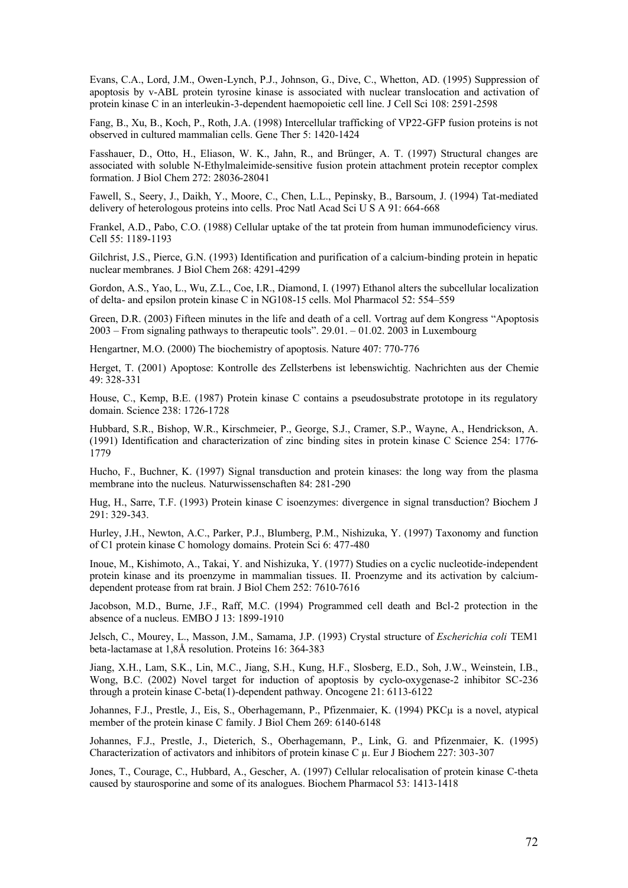Evans, C.A., Lord, J.M., Owen-Lynch, P.J., Johnson, G., Dive, C., Whetton, AD. (1995) Suppression of apoptosis by v-ABL protein tyrosine kinase is associated with nuclear translocation and activation of protein kinase C in an interleukin-3-dependent haemopoietic cell line. J Cell Sci 108: 2591-2598

Fang, B., Xu, B., Koch, P., Roth, J.A. (1998) Intercellular trafficking of VP22-GFP fusion proteins is not observed in cultured mammalian cells. Gene Ther 5: 1420-1424

Fasshauer, D., Otto, H., Eliason, W. K., Jahn, R., and Brünger, A. T. (1997) Structural changes are associated with soluble N-Ethylmaleimide-sensitive fusion protein attachment protein receptor complex formation. J Biol Chem 272: 28036-28041

Fawell, S., Seery, J., Daikh, Y., Moore, C., Chen, L.L., Pepinsky, B., Barsoum, J. (1994) Tat-mediated delivery of heterologous proteins into cells. Proc Natl Acad Sci U S A 91: 664-668

Frankel, A.D., Pabo, C.O. (1988) Cellular uptake of the tat protein from human immunodeficiency virus. Cell 55: 1189-1193

Gilchrist, J.S., Pierce, G.N. (1993) Identification and purification of a calcium-binding protein in hepatic nuclear membranes. J Biol Chem 268: 4291-4299

Gordon, A.S., Yao, L., Wu, Z.L., Coe, I.R., Diamond, I. (1997) Ethanol alters the subcellular localization of delta- and epsilon protein kinase C in NG108-15 cells. Mol Pharmacol 52: 554–559

Green, D.R. (2003) Fifteen minutes in the life and death of a cell. Vortrag auf dem Kongress "Apoptosis 2003 – From signaling pathways to therapeutic tools". 29.01. – 01.02. 2003 in Luxembourg

Hengartner, M.O. (2000) The biochemistry of apoptosis. Nature 407: 770-776

Herget, T. (2001) Apoptose: Kontrolle des Zellsterbens ist lebenswichtig. Nachrichten aus der Chemie 49: 328-331

House, C., Kemp, B.E. (1987) Protein kinase C contains a pseudosubstrate prototope in its regulatory domain. Science 238: 1726-1728

Hubbard, S.R., Bishop, W.R., Kirschmeier, P., George, S.J., Cramer, S.P., Wayne, A., Hendrickson, A. (1991) Identification and characterization of zinc binding sites in protein kinase C Science 254: 1776-1779

Hucho, F., Buchner, K. (1997) Signal transduction and protein kinases: the long way from the plasma membrane into the nucleus. Naturwissenschaften 84: 281-290

Hug, H., Sarre, T.F. (1993) Protein kinase C isoenzymes: divergence in signal transduction? Biochem J 291: 329-343.

Hurley, J.H., Newton, A.C., Parker, P.J., Blumberg, P.M., Nishizuka, Y. (1997) Taxonomy and function of C1 protein kinase C homology domains. Protein Sci 6: 477-480

Inoue, M., Kishimoto, A., Takai, Y. and Nishizuka, Y. (1977) Studies on a cyclic nucleotide-independent protein kinase and its proenzyme in mammalian tissues. II. Proenzyme and its activation by calcium-dependent protease from rat brain. J Biol Chem 252: 7610-7616

Jacobson, M.D., Burne, J.F., Raff, M.C. (1994) Programmed cell death and Bcl-2 protection in the absence of a nucleus. EMBO J 13: 1899-1910

Jelsch, C., Mourey, L., Masson, J.M., Samama, J.P. (1993) Crystal structure of *Escherichia coli* TEM1 beta-lactamase at 1,8Å resolution. Proteins 16: 364-383

Jiang, X.H., Lam, S.K., Lin, M.C., Jiang, S.H., Kung, H.F., Slosberg, E.D., Soh, J.W., Weinstein, I.B., Wong, B.C. (2002) Novel target for induction of apoptosis by cyclo-oxygenase-2 inhibitor SC-236 through a protein kinase C-beta(1)-dependent pathway. Oncogene 21: 6113-6122

Johannes, F.J., Prestle, J., Eis, S., Oberhagemann, P., Pfizenmaier, K. (1994) PKCμ is a novel, atypical member of the protein kinase C family. J Biol Chem 269: 6140-6148

Johannes, F.J., Prestle, J., Dieterich, S., Oberhagemann, P., Link, G. and Pfizenmaier, K. (1995) Characterization of activators and inhibitors of protein kinase C μ. Eur J Biochem 227: 303-307

Jones, T., Courage, C., Hubbard, A., Gescher, A. (1997) Cellular relocalisation of protein kinase C-theta caused by staurosporine and some of its analogues. Biochem Pharmacol 53: 1413-1418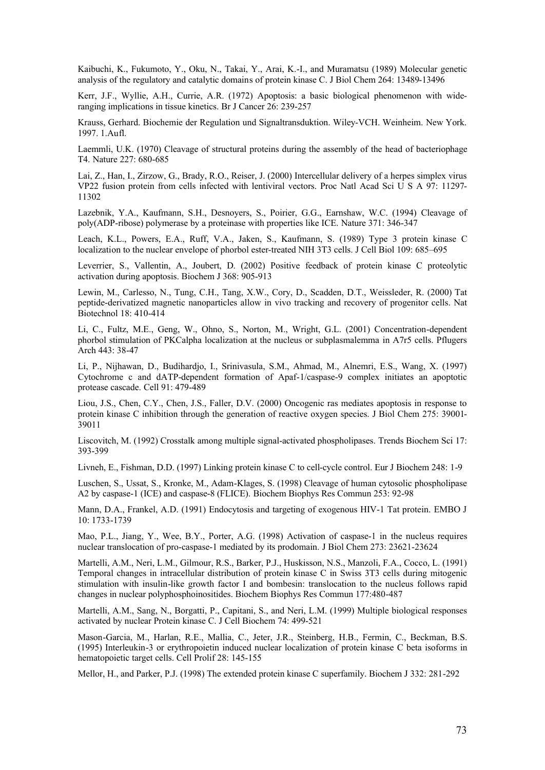Kaibuchi, K., Fukumoto, Y., Oku, N., Takai, Y., Arai, K.-I., and Muramatsu (1989) Molecular genetic analysis of the regulatory and catalytic domains of protein kinase C. J Biol Chem 264: 13489-13496

Kerr, J.F., Wyllie, A.H., Currie, A.R. (1972) Apoptosis: a basic biological phenomenon with wide-ranging implications in tissue kinetics. Br J Cancer 26: 239-257

Krauss, Gerhard. Biochemie der Regulation und Signaltransduktion. Wiley-VCH. Weinheim. New York. 1997. 1.Aufl.

Laemmli, U.K. (1970) Cleavage of structural proteins during the assembly of the head of bacteriophage T4. Nature 227: 680-685

Lai, Z., Han, I., Zirzow, G., Brady, R.O., Reiser, J. (2000) Intercellular delivery of a herpes simplex virus VP22 fusion protein from cells infected with lentiviral vectors. Proc Natl Acad Sci U S A 97: 11297-11302

Lazebnik, Y.A., Kaufmann, S.H., Desnoyers, S., Poirier, G.G., Earnshaw, W.C. (1994) Cleavage of poly(ADP-ribose) polymerase by a proteinase with properties like ICE. Nature 371: 346-347

Leach, K.L., Powers, E.A., Ruff, V.A., Jaken, S., Kaufmann, S. (1989) Type 3 protein kinase C localization to the nuclear envelope of phorbol ester-treated NIH 3T3 cells. J Cell Biol 109: 685–695

Leverrier, S., Vallentin, A., Joubert, D. (2002) Positive feedback of protein kinase C proteolytic activation during apoptosis. Biochem J 368: 905-913

Lewin, M., Carlesso, N., Tung, C.H., Tang, X.W., Cory, D., Scadden, D.T., Weissleder, R. (2000) Tat peptide-derivatized magnetic nanoparticles allow in vivo tracking and recovery of progenitor cells. Nat Biotechnol 18: 410-414

Li, C., Fultz, M.E., Geng, W., Ohno, S., Norton, M., Wright, G.L. (2001) Concentration-dependent phorbol stimulation of PKCalpha localization at the nucleus or subplasmalemma in A7r5 cells. Pflugers Arch 443: 38-47

Li, P., Nijhawan, D., Budihardjo, I., Srinivasula, S.M., Ahmad, M., Alnemri, E.S., Wang, X. (1997) Cytochrome c and dATP-dependent formation of Apaf-1/caspase-9 complex initiates an apoptotic protease cascade. Cell 91: 479-489

Liou, J.S., Chen, C.Y., Chen, J.S., Faller, D.V. (2000) Oncogenic ras mediates apoptosis in response to protein kinase C inhibition through the generation of reactive oxygen species. J Biol Chem 275: 39001-39011

Liscovitch, M. (1992) Crosstalk among multiple signal-activated phospholipases. Trends Biochem Sci 17: 393-399

Livneh, E., Fishman, D.D. (1997) Linking protein kinase C to cell-cycle control. Eur J Biochem 248: 1-9

Luschen, S., Ussat, S., Kronke, M., Adam-Klages, S. (1998) Cleavage of human cytosolic phospholipase A2 by caspase-1 (ICE) and caspase-8 (FLICE). Biochem Biophys Res Commun 253: 92-98

Mann, D.A., Frankel, A.D. (1991) Endocytosis and targeting of exogenous HIV-1 Tat protein. EMBO J 10: 1733-1739

Mao, P.L., Jiang, Y., Wee, B.Y., Porter, A.G. (1998) Activation of caspase-1 in the nucleus requires nuclear translocation of pro-caspase-1 mediated by its prodomain. J Biol Chem 273: 23621-23624

Martelli, A.M., Neri, L.M., Gilmour, R.S., Barker, P.J., Huskisson, N.S., Manzoli, F.A., Cocco, L. (1991) Temporal changes in intracellular distribution of protein kinase C in Swiss 3T3 cells during mitogenic stimulation with insulin-like growth factor I and bombesin: translocation to the nucleus follows rapid changes in nuclear polyphosphoinositides. Biochem Biophys Res Commun 177:480-487

Martelli, A.M., Sang, N., Borgatti, P., Capitani, S., and Neri, L.M. (1999) Multiple biological responses activated by nuclear Protein kinase C. J Cell Biochem 74: 499-521

Mason-Garcia, M., Harlan, R.E., Mallia, C., Jeter, J.R., Steinberg, H.B., Fermin, C., Beckman, B.S. (1995) Interleukin-3 or erythropoietin induced nuclear localization of protein kinase C beta isoforms in hematopoietic target cells. Cell Prolif 28: 145-155

Mellor, H., and Parker, P.J. (1998) The extended protein kinase C superfamily. Biochem J 332: 281-292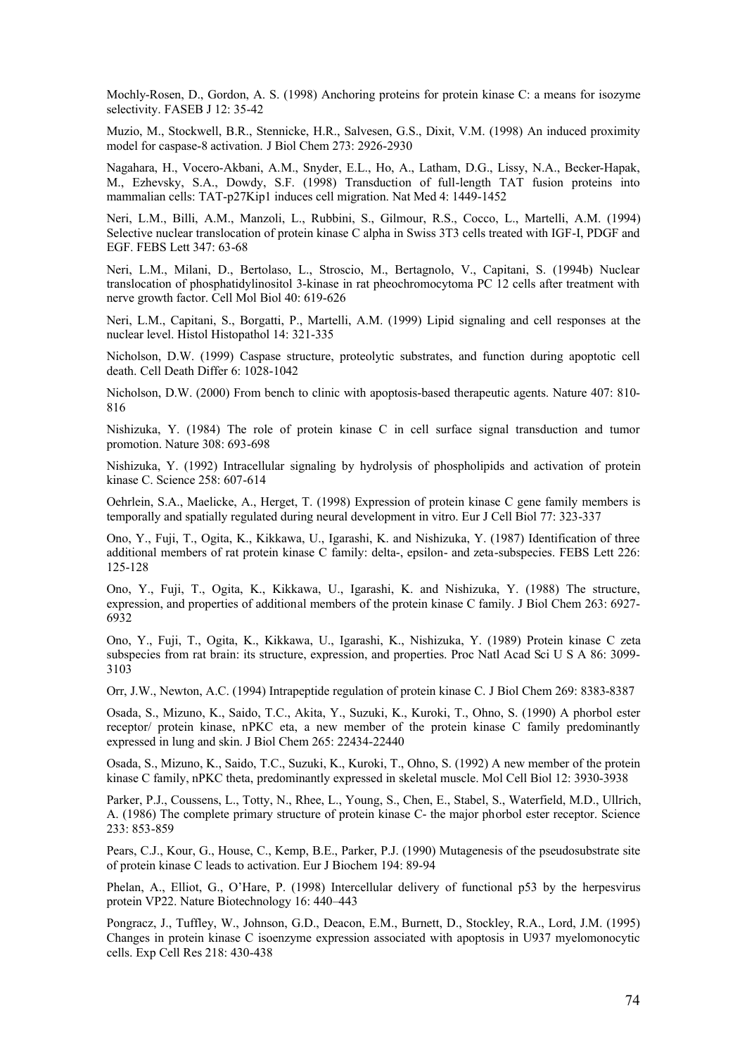Mochly-Rosen, D., Gordon, A. S. (1998) Anchoring proteins for protein kinase C: a means for isozyme selectivity. FASEB J 12: 35-42

Muzio, M., Stockwell, B.R., Stennicke, H.R., Salvesen, G.S., Dixit, V.M. (1998) An induced proximity model for caspase-8 activation. J Biol Chem 273: 2926-2930

Nagahara, H., Vocero-Akbani, A.M., Snyder, E.L., Ho, A., Latham, D.G., Lissy, N.A., Becker-Hapak, M., Ezhevsky, S.A., Dowdy, S.F. (1998) Transduction of full-length TAT fusion proteins into mammalian cells: TAT-p27Kip1 induces cell migration. Nat Med 4: 1449-1452

Neri, L.M., Billi, A.M., Manzoli, L., Rubbini, S., Gilmour, R.S., Cocco, L., Martelli, A.M. (1994) Selective nuclear translocation of protein kinase C alpha in Swiss 3T3 cells treated with IGF-I, PDGF and EGF. FEBS Lett 347: 63-68

Neri, L.M., Milani, D., Bertolaso, L., Stroscio, M., Bertagnolo, V., Capitani, S. (1994b) Nuclear translocation of phosphatidylinositol 3-kinase in rat pheochromocytoma PC 12 cells after treatment with nerve growth factor. Cell Mol Biol 40: 619-626

Neri, L.M., Capitani, S., Borgatti, P., Martelli, A.M. (1999) Lipid signaling and cell responses at the nuclear level. Histol Histopathol 14: 321-335

Nicholson, D.W. (1999) Caspase structure, proteolytic substrates, and function during apoptotic cell death. Cell Death Differ 6: 1028-1042

Nicholson, D.W. (2000) From bench to clinic with apoptosis-based therapeutic agents. Nature 407: 810-816

Nishizuka, Y. (1984) The role of protein kinase C in cell surface signal transduction and tumor promotion. Nature 308: 693-698

Nishizuka, Y. (1992) Intracellular signaling by hydrolysis of phospholipids and activation of protein kinase C. Science 258: 607-614

Oehrlein, S.A., Maelicke, A., Herget, T. (1998) Expression of protein kinase C gene family members is temporally and spatially regulated during neural development in vitro. Eur J Cell Biol 77: 323-337

Ono, Y., Fuji, T., Ogita, K., Kikkawa, U., Igarashi, K. and Nishizuka, Y. (1987) Identification of three additional members of rat protein kinase C family: delta-, epsilon- and zeta-subspecies. FEBS Lett 226: 125-128

Ono, Y., Fuji, T., Ogita, K., Kikkawa, U., Igarashi, K. and Nishizuka, Y. (1988) The structure, expression, and properties of additional members of the protein kinase C family. J Biol Chem 263: 6927-6932

Ono, Y., Fuji, T., Ogita, K., Kikkawa, U., Igarashi, K., Nishizuka, Y. (1989) Protein kinase C zeta subspecies from rat brain: its structure, expression, and properties. Proc Natl Acad Sci U S A 86: 3099-3103

Orr, J.W., Newton, A.C. (1994) Intrapeptide regulation of protein kinase C. J Biol Chem 269: 8383-8387

Osada, S., Mizuno, K., Saido, T.C., Akita, Y., Suzuki, K., Kuroki, T., Ohno, S. (1990) A phorbol ester receptor/ protein kinase, nPKC eta, a new member of the protein kinase C family predominantly expressed in lung and skin. J Biol Chem 265: 22434-22440

Osada, S., Mizuno, K., Saido, T.C., Suzuki, K., Kuroki, T., Ohno, S. (1992) A new member of the protein kinase C family, nPKC theta, predominantly expressed in skeletal muscle. Mol Cell Biol 12: 3930-3938

Parker, P.J., Coussens, L., Totty, N., Rhee, L., Young, S., Chen, E., Stabel, S., Waterfield, M.D., Ullrich, A. (1986) The complete primary structure of protein kinase C- the major phorbol ester receptor. Science 233: 853-859

Pears, C.J., Kour, G., House, C., Kemp, B.E., Parker, P.J. (1990) Mutagenesis of the pseudosubstrate site of protein kinase C leads to activation. Eur J Biochem 194: 89-94

Phelan, A., Elliot, G., O'Hare, P. (1998) Intercellular delivery of functional p53 by the herpesvirus protein VP22. Nature Biotechnology 16: 440–443

Pongracz, J., Tuffley, W., Johnson, G.D., Deacon, E.M., Burnett, D., Stockley, R.A., Lord, J.M. (1995) Changes in protein kinase C isoenzyme expression associated with apoptosis in U937 myelomonocytic cells. Exp Cell Res 218: 430-438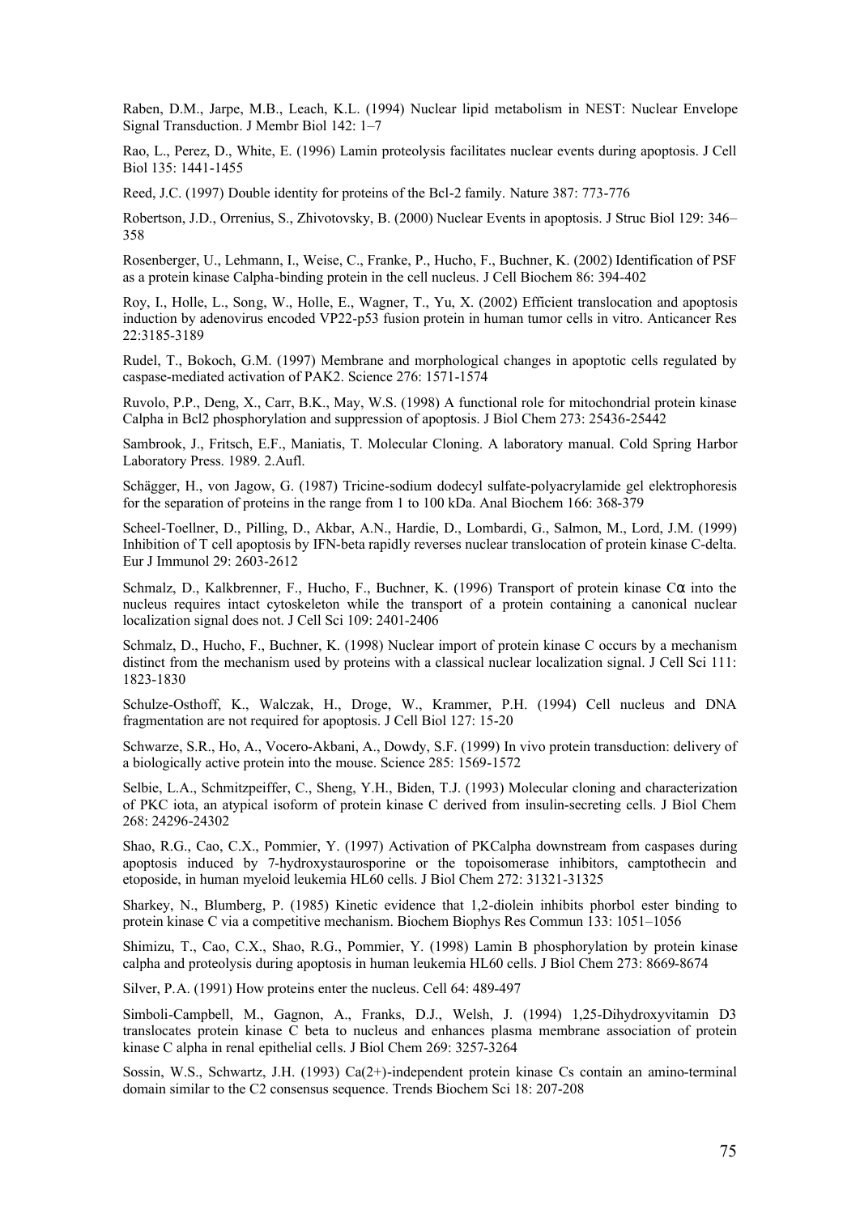Raben, D.M., Jarpe, M.B., Leach, K.L. (1994) Nuclear lipid metabolism in NEST: Nuclear Envelope Signal Transduction. J Membr Biol 142: 1–7

Rao, L., Perez, D., White, E. (1996) Lamin proteolysis facilitates nuclear events during apoptosis. J Cell Biol 135: 1441-1455

Reed, J.C. (1997) Double identity for proteins of the Bcl-2 family. Nature 387: 773-776

Robertson, J.D., Orrenius, S., Zhivotovsky, B. (2000) Nuclear Events in apoptosis. J Struc Biol 129: 346–358

Rosenberger, U., Lehmann, I., Weise, C., Franke, P., Hucho, F., Buchner, K. (2002) Identification of PSF as a protein kinase Calpha-binding protein in the cell nucleus. J Cell Biochem 86: 394-402

Roy, I., Holle, L., Song, W., Holle, E., Wagner, T., Yu, X. (2002) Efficient translocation and apoptosis induction by adenovirus encoded VP22-p53 fusion protein in human tumor cells in vitro. Anticancer Res 22:3185-3189

Rudel, T., Bokoch, G.M. (1997) Membrane and morphological changes in apoptotic cells regulated by caspase-mediated activation of PAK2. Science 276: 1571-1574

Ruvolo, P.P., Deng, X., Carr, B.K., May, W.S. (1998) A functional role for mitochondrial protein kinase Calpha in Bcl2 phosphorylation and suppression of apoptosis. J Biol Chem 273: 25436-25442

Sambrook, J., Fritsch, E.F., Maniatis, T. Molecular Cloning. A laboratory manual. Cold Spring Harbor Laboratory Press. 1989. 2.Aufl.

Schägger, H., von Jagow, G. (1987) Tricine-sodium dodecyl sulfate-polyacrylamide gel elektrophoresis for the separation of proteins in the range from 1 to 100 kDa. Anal Biochem 166: 368-379

Scheel-Toellner, D., Pilling, D., Akbar, A.N., Hardie, D., Lombardi, G., Salmon, M., Lord, J.M. (1999) Inhibition of T cell apoptosis by IFN-beta rapidly reverses nuclear translocation of protein kinase C-delta. Eur J Immunol 29: 2603-2612

Schmalz, D., Kalkbrenner, F., Hucho, F., Buchner, K. (1996) Transport of protein kinase Cα into the nucleus requires intact cytoskeleton while the transport of a protein containing a canonical nuclear localization signal does not. J Cell Sci 109: 2401-2406

Schmalz, D., Hucho, F., Buchner, K. (1998) Nuclear import of protein kinase C occurs by a mechanism distinct from the mechanism used by proteins with a classical nuclear localization signal. J Cell Sci 111: 1823-1830

Schulze-Osthoff, K., Walczak, H., Droge, W., Krammer, P.H. (1994) Cell nucleus and DNA fragmentation are not required for apoptosis. J Cell Biol 127: 15-20

Schwarze, S.R., Ho, A., Vocero-Akbani, A., Dowdy, S.F. (1999) In vivo protein transduction: delivery of a biologically active protein into the mouse. Science 285: 1569-1572

Selbie, L.A., Schmitzpeiffer, C., Sheng, Y.H., Biden, T.J. (1993) Molecular cloning and characterization of PKC iota, an atypical isoform of protein kinase C derived from insulin-secreting cells. J Biol Chem 268: 24296-24302

Shao, R.G., Cao, C.X., Pommier, Y. (1997) Activation of PKCalpha downstream from caspases during apoptosis induced by 7-hydroxystaurosporine or the topoisomerase inhibitors, camptothecin and etoposide, in human myeloid leukemia HL60 cells. J Biol Chem 272: 31321-31325

Sharkey, N., Blumberg, P. (1985) Kinetic evidence that 1,2-diolein inhibits phorbol ester binding to protein kinase C via a competitive mechanism. Biochem Biophys Res Commun 133: 1051–1056

Shimizu, T., Cao, C.X., Shao, R.G., Pommier, Y. (1998) Lamin B phosphorylation by protein kinase calpha and proteolysis during apoptosis in human leukemia HL60 cells. J Biol Chem 273: 8669-8674

Silver, P.A. (1991) How proteins enter the nucleus. Cell 64: 489-497

Simboli-Campbell, M., Gagnon, A., Franks, D.J., Welsh, J. (1994) 1,25-Dihydroxyvitamin D3 translocates protein kinase C beta to nucleus and enhances plasma membrane association of protein kinase C alpha in renal epithelial cells. J Biol Chem 269: 3257-3264

Sossin, W.S., Schwartz, J.H. (1993) Ca(2+)-independent protein kinase Cs contain an amino-terminal domain similar to the C2 consensus sequence. Trends Biochem Sci 18: 207-208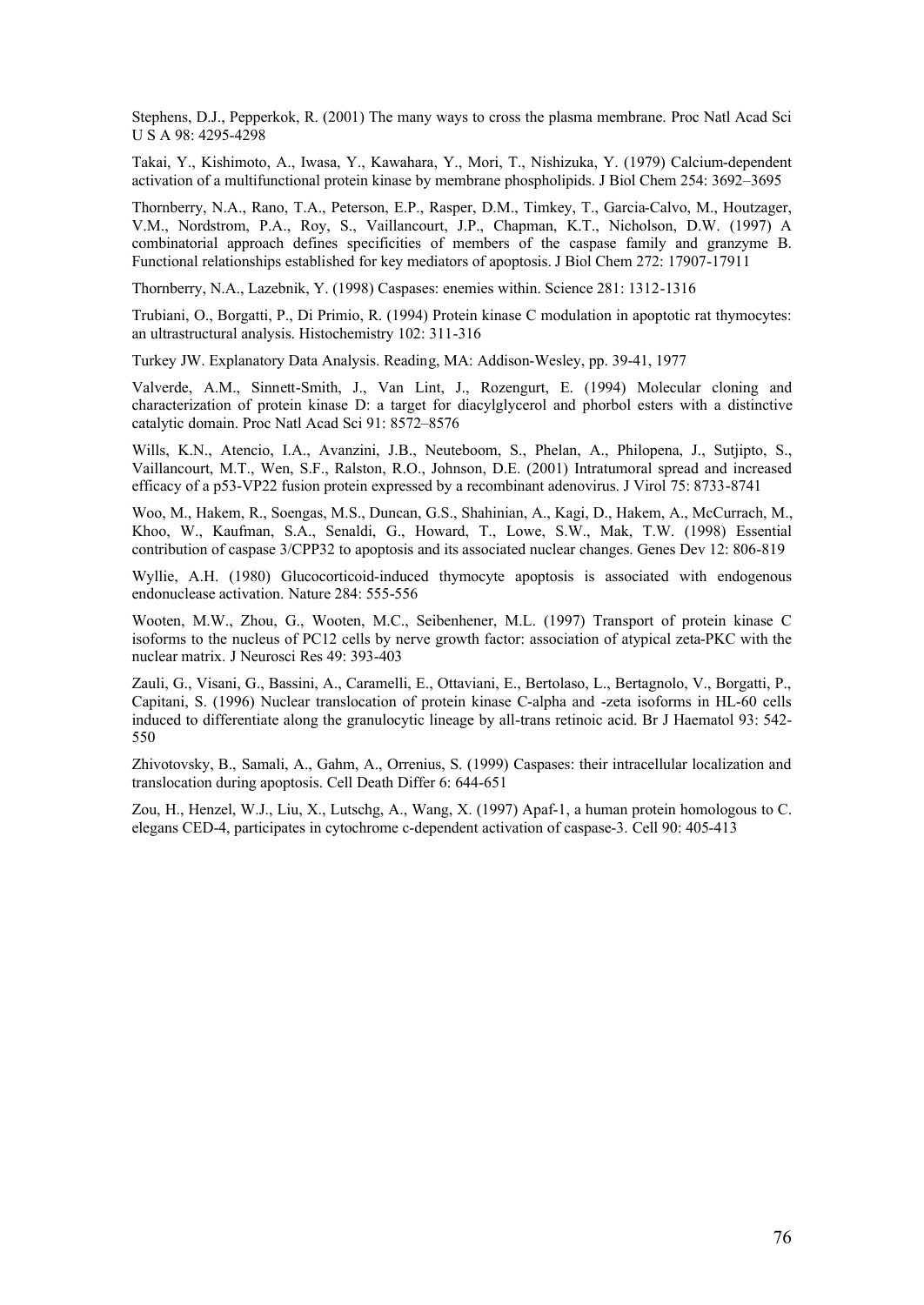Stephens, D.J., Pepperkok, R. (2001) The many ways to cross the plasma membrane. Proc Natl Acad Sci U S A 98: 4295-4298

Takai, Y., Kishimoto, A., Iwasa, Y., Kawahara, Y., Mori, T., Nishizuka, Y. (1979) Calcium-dependent activation of a multifunctional protein kinase by membrane phospholipids. J Biol Chem 254: 3692–3695

Thornberry, N.A., Rano, T.A., Peterson, E.P., Rasper, D.M., Timkey, T., Garcia-Calvo, M., Houtzager, V.M., Nordstrom, P.A., Roy, S., Vaillancourt, J.P., Chapman, K.T., Nicholson, D.W. (1997) A combinatorial approach defines specificities of members of the caspase family and granzyme B. Functional relationships established for key mediators of apoptosis. J Biol Chem 272: 17907-17911

Thornberry, N.A., Lazebnik, Y. (1998) Caspases: enemies within. Science 281: 1312-1316

Trubiani, O., Borgatti, P., Di Primio, R. (1994) Protein kinase C modulation in apoptotic rat thymocytes: an ultrastructural analysis. Histochemistry 102: 311-316

Turkey JW. Explanatory Data Analysis. Reading, MA: Addison-Wesley, pp. 39-41, 1977

Valverde, A.M., Sinnett-Smith, J., Van Lint, J., Rozengurt, E. (1994) Molecular cloning and characterization of protein kinase D: a target for diacylglycerol and phorbol esters with a distinctive catalytic domain. Proc Natl Acad Sci 91: 8572–8576

Wills, K.N., Atencio, I.A., Avanzini, J.B., Neuteboom, S., Phelan, A., Philopena, J., Sutjipto, S., Vaillancourt, M.T., Wen, S.F., Ralston, R.O., Johnson, D.E. (2001) Intratumoral spread and increased efficacy of a p53-VP22 fusion protein expressed by a recombinant adenovirus. J Virol 75: 8733-8741

Woo, M., Hakem, R., Soengas, M.S., Duncan, G.S., Shahinian, A., Kagi, D., Hakem, A., McCurrach, M., Khoo, W., Kaufman, S.A., Senaldi, G., Howard, T., Lowe, S.W., Mak, T.W. (1998) Essential contribution of caspase 3/CPP32 to apoptosis and its associated nuclear changes. Genes Dev 12: 806-819

Wyllie, A.H. (1980) Glucocorticoid-induced thymocyte apoptosis is associated with endogenous endonuclease activation. Nature 284: 555-556

Wooten, M.W., Zhou, G., Wooten, M.C., Seibenhener, M.L. (1997) Transport of protein kinase C isoforms to the nucleus of PC12 cells by nerve growth factor: association of atypical zeta-PKC with the nuclear matrix. J Neurosci Res 49: 393-403

Zauli, G., Visani, G., Bassini, A., Caramelli, E., Ottaviani, E., Bertolaso, L., Bertagnolo, V., Borgatti, P., Capitani, S. (1996) Nuclear translocation of protein kinase C-alpha and -zeta isoforms in HL-60 cells induced to differentiate along the granulocytic lineage by all-trans retinoic acid. Br J Haematol 93: 542-550

Zhivotovsky, B., Samali, A., Gahm, A., Orrenius, S. (1999) Caspases: their intracellular localization and translocation during apoptosis. Cell Death Differ 6: 644-651

Zou, H., Henzel, W.J., Liu, X., Lutschg, A., Wang, X. (1997) Apaf-1, a human protein homologous to C. elegans CED-4, participates in cytochrome c-dependent activation of caspase-3. Cell 90: 405-413